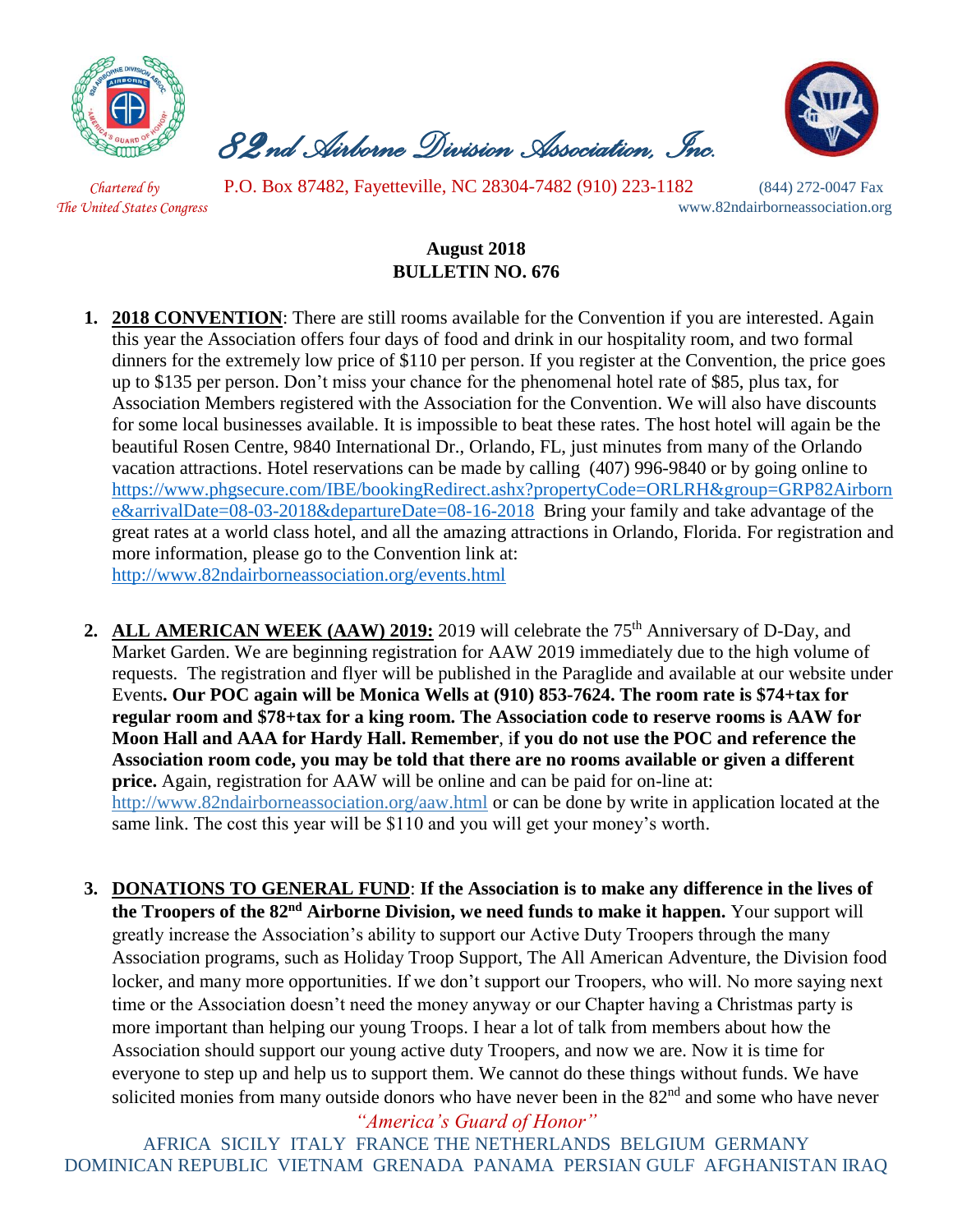# 82nd Airborne Division Association, Inc.

*Chartered by The United States Congress*

P.O. Box 87482, Fayetteville, NC 28304-7482 (910) 223-1182 (844) 272-0047 Fax

www.82ndairborneassociation.org

**August 2018**
**BULLETIN NO. 676**

1. **2018 CONVENTION**: There are still rooms available for the Convention if you are interested. Again this year the Association offers four days of food and drink in our hospitality room, and two formal dinners for the extremely low price of $110 per person. If you register at the Convention, the price goes up to $135 per person. Don't miss your chance for the phenomenal hotel rate of $85, plus tax, for Association Members registered with the Association for the Convention. We will also have discounts for some local businesses available. It is impossible to beat these rates. The host hotel will again be the beautiful Rosen Centre, 9840 International Dr., Orlando, FL, just minutes from many of the Orlando vacation attractions. Hotel reservations can be made by calling (407) 996-9840 or by going online to https://www.phgsecure.com/IBE/bookingRedirect.ashx?propertyCode=ORLRH&group=GRP82Airborne&arrivalDate=08-03-2018&departureDate=08-16-2018 Bring your family and take advantage of the great rates at a world class hotel, and all the amazing attractions in Orlando, Florida. For registration and more information, please go to the Convention link at: http://www.82ndairborneassociation.org/events.html

2. **ALL AMERICAN WEEK (AAW) 2019:** 2019 will celebrate the 75th Anniversary of D-Day, and Market Garden. We are beginning registration for AAW 2019 immediately due to the high volume of requests. The registration and flyer will be published in the Paraglide and available at our website under Events**. Our POC again will be Monica Wells at (910) 853-7624. The room rate is $74+tax for regular room and $78+tax for a king room. The Association code to reserve rooms is AAW for Moon Hall and AAA for Hardy Hall. Remember**, i**f you do not use the POC and reference the Association room code, you may be told that there are no rooms available or given a different price.** Again, registration for AAW will be online and can be paid for on-line at: http://www.82ndairborneassociation.org/aaw.html or can be done by write in application located at the same link. The cost this year will be $110 and you will get your money's worth.

3. **DONATIONS TO GENERAL FUND**: **If the Association is to make any difference in the lives of the Troopers of the 82nd Airborne Division, we need funds to make it happen.** Your support will greatly increase the Association's ability to support our Active Duty Troopers through the many Association programs, such as Holiday Troop Support, The All American Adventure, the Division food locker, and many more opportunities. If we don't support our Troopers, who will. No more saying next time or the Association doesn't need the money anyway or our Chapter having a Christmas party is more important than helping our young Troops. I hear a lot of talk from members about how the Association should support our young active duty Troopers, and now we are. Now it is time for everyone to step up and help us to support them. We cannot do these things without funds. We have solicited monies from many outside donors who have never been in the 82nd and some who have never

*"America's Guard of Honor"*

AFRICA SICILY ITALY FRANCE THE NETHERLANDS BELGIUM GERMANY DOMINICAN REPUBLIC VIETNAM GRENADA PANAMA PERSIAN GULF AFGHANISTAN IRAQ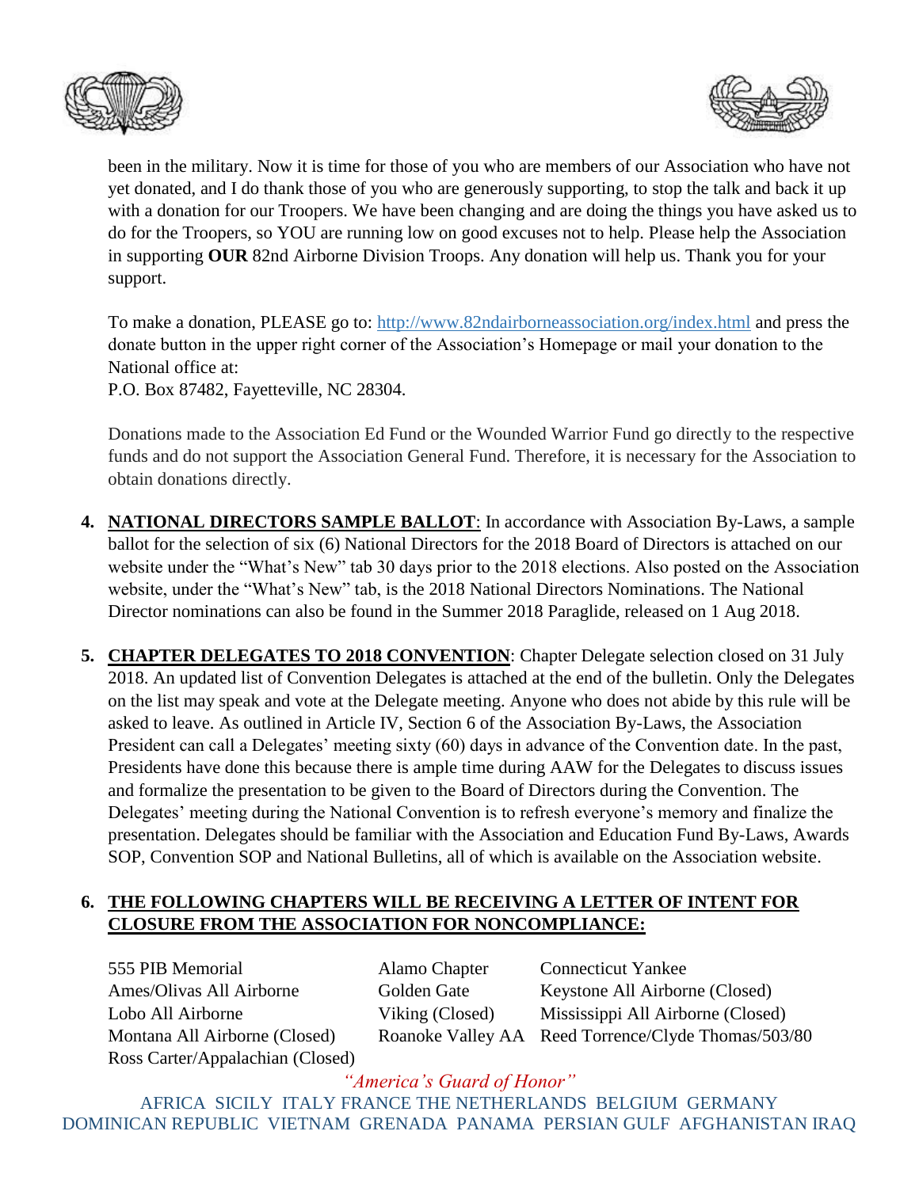been in the military. Now it is time for those of you who are members of our Association who have not yet donated, and I do thank those of you who are generously supporting, to stop the talk and back it up with a donation for our Troopers. We have been changing and are doing the things you have asked us to do for the Troopers, so YOU are running low on good excuses not to help. Please help the Association in supporting **OUR** 82nd Airborne Division Troops. Any donation will help us. Thank you for your support.

To make a donation, PLEASE go to: http://www.82ndairborneassociation.org/index.html and press the donate button in the upper right corner of the Association's Homepage or mail your donation to the National office at:
P.O. Box 87482, Fayetteville, NC 28304.

Donations made to the Association Ed Fund or the Wounded Warrior Fund go directly to the respective funds and do not support the Association General Fund. Therefore, it is necessary for the Association to obtain donations directly.

4. **NATIONAL DIRECTORS SAMPLE BALLOT**: In accordance with Association By-Laws, a sample ballot for the selection of six (6) National Directors for the 2018 Board of Directors is attached on our website under the "What's New" tab 30 days prior to the 2018 elections. Also posted on the Association website, under the "What's New" tab, is the 2018 National Directors Nominations. The National Director nominations can also be found in the Summer 2018 Paraglide, released on 1 Aug 2018.

5. **CHAPTER DELEGATES TO 2018 CONVENTION**: Chapter Delegate selection closed on 31 July 2018. An updated list of Convention Delegates is attached at the end of the bulletin. Only the Delegates on the list may speak and vote at the Delegate meeting. Anyone who does not abide by this rule will be asked to leave. As outlined in Article IV, Section 6 of the Association By-Laws, the Association President can call a Delegates' meeting sixty (60) days in advance of the Convention date. In the past, Presidents have done this because there is ample time during AAW for the Delegates to discuss issues and formalize the presentation to be given to the Board of Directors during the Convention. The Delegates' meeting during the National Convention is to refresh everyone's memory and finalize the presentation. Delegates should be familiar with the Association and Education Fund By-Laws, Awards SOP, Convention SOP and National Bulletins, all of which is available on the Association website.

6. **THE FOLLOWING CHAPTERS WILL BE RECEIVING A LETTER OF INTENT FOR CLOSURE FROM THE ASSOCIATION FOR NONCOMPLIANCE:**

| | | |
|---|---|---|
| 555 PIB Memorial | Alamo Chapter | Connecticut Yankee |
| Ames/Olivas All Airborne | Golden Gate | Keystone All Airborne (Closed) |
| Lobo All Airborne | Viking (Closed) | Mississippi All Airborne (Closed) |
| Montana All Airborne (Closed) | Roanoke Valley AA | Reed Torrence/Clyde Thomas/503/80 |
| Ross Carter/Appalachian (Closed) | | |

*"America's Guard of Honor"*

AFRICA SICILY ITALY FRANCE THE NETHERLANDS BELGIUM GERMANY DOMINICAN REPUBLIC VIETNAM GRENADA PANAMA PERSIAN GULF AFGHANISTAN IRAQ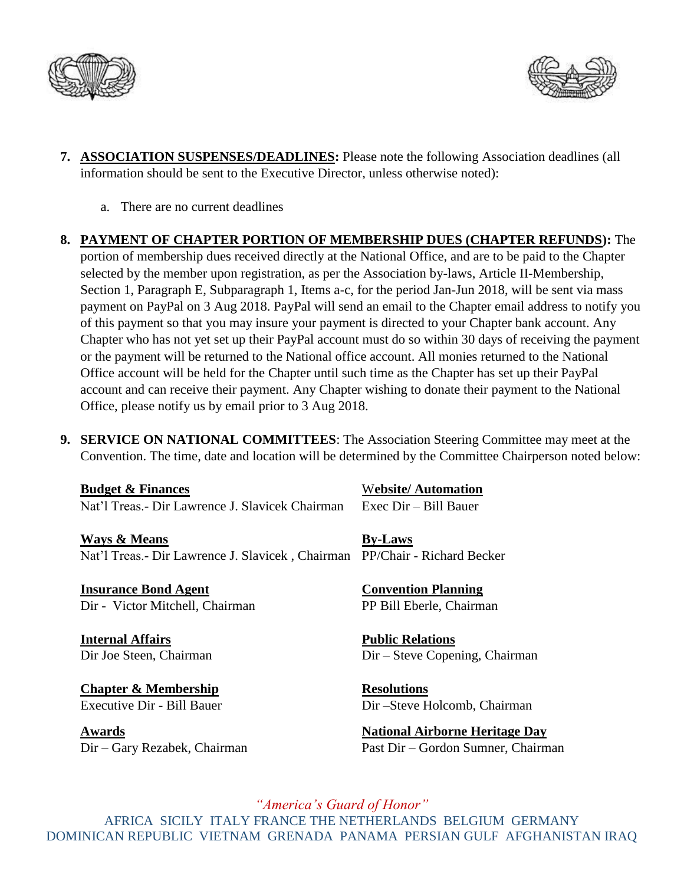7. **ASSOCIATION SUSPENSES/DEADLINES:** Please note the following Association deadlines (all information should be sent to the Executive Director, unless otherwise noted):

   a. There are no current deadlines

8. **PAYMENT OF CHAPTER PORTION OF MEMBERSHIP DUES (CHAPTER REFUNDS):** The portion of membership dues received directly at the National Office, and are to be paid to the Chapter selected by the member upon registration, as per the Association by-laws, Article II-Membership, Section 1, Paragraph E, Subparagraph 1, Items a-c, for the period Jan-Jun 2018, will be sent via mass payment on PayPal on 3 Aug 2018. PayPal will send an email to the Chapter email address to notify you of this payment so that you may insure your payment is directed to your Chapter bank account. Any Chapter who has not yet set up their PayPal account must do so within 30 days of receiving the payment or the payment will be returned to the National office account. All monies returned to the National Office account will be held for the Chapter until such time as the Chapter has set up their PayPal account and can receive their payment. Any Chapter wishing to donate their payment to the National Office, please notify us by email prior to 3 Aug 2018.

9. **SERVICE ON NATIONAL COMMITTEES**: The Association Steering Committee may meet at the Convention. The time, date and location will be determined by the Committee Chairperson noted below:

**Budget & Finances**
Nat'l Treas.- Dir Lawrence J. Slavicek Chairman

**Website/ Automation**
Exec Dir – Bill Bauer

**Ways & Means**
Nat'l Treas.- Dir Lawrence J. Slavicek , Chairman

**By-Laws**
PP/Chair - Richard Becker

**Insurance Bond Agent**
Dir - Victor Mitchell, Chairman

**Convention Planning**
PP Bill Eberle, Chairman

**Internal Affairs**
Dir Joe Steen, Chairman

**Public Relations**
Dir – Steve Copening, Chairman

**Chapter & Membership**
Executive Dir - Bill Bauer

**Resolutions**
Dir –Steve Holcomb, Chairman

**Awards**
Dir – Gary Rezabek, Chairman

**National Airborne Heritage Day**
Past Dir – Gordon Sumner, Chairman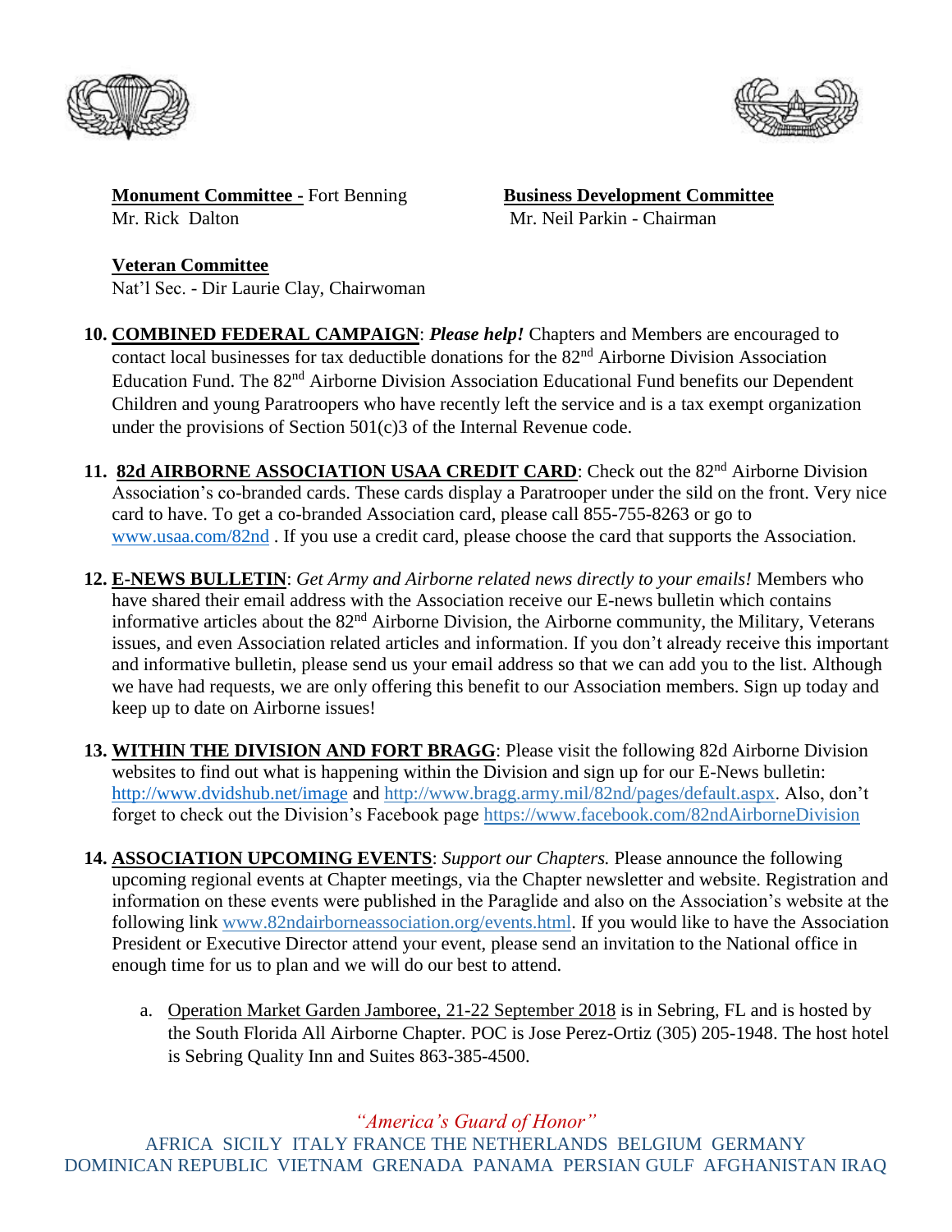**Monument Committee -** Fort Benning
Mr. Rick Dalton

**Business Development Committee**
Mr. Neil Parkin - Chairman

**Veteran Committee**
Nat'l Sec. - Dir Laurie Clay, Chairwoman

10. **COMBINED FEDERAL CAMPAIGN**: ***Please help!*** Chapters and Members are encouraged to contact local businesses for tax deductible donations for the 82nd Airborne Division Association Education Fund. The 82nd Airborne Division Association Educational Fund benefits our Dependent Children and young Paratroopers who have recently left the service and is a tax exempt organization under the provisions of Section 501(c)3 of the Internal Revenue code.

11. **82d AIRBORNE ASSOCIATION USAA CREDIT CARD**: Check out the 82nd Airborne Division Association's co-branded cards. These cards display a Paratrooper under the sild on the front. Very nice card to have. To get a co-branded Association card, please call 855-755-8263 or go to www.usaa.com/82nd . If you use a credit card, please choose the card that supports the Association.

12. **E-NEWS BULLETIN**: *Get Army and Airborne related news directly to your emails!* Members who have shared their email address with the Association receive our E-news bulletin which contains informative articles about the 82nd Airborne Division, the Airborne community, the Military, Veterans issues, and even Association related articles and information. If you don't already receive this important and informative bulletin, please send us your email address so that we can add you to the list. Although we have had requests, we are only offering this benefit to our Association members. Sign up today and keep up to date on Airborne issues!

13. **WITHIN THE DIVISION AND FORT BRAGG**: Please visit the following 82d Airborne Division websites to find out what is happening within the Division and sign up for our E-News bulletin: http://www.dvidshub.net/image and http://www.bragg.army.mil/82nd/pages/default.aspx. Also, don't forget to check out the Division's Facebook page https://www.facebook.com/82ndAirborneDivision

14. **ASSOCIATION UPCOMING EVENTS**: *Support our Chapters.* Please announce the following upcoming regional events at Chapter meetings, via the Chapter newsletter and website. Registration and information on these events were published in the Paraglide and also on the Association's website at the following link www.82ndairborneassociation.org/events.html. If you would like to have the Association President or Executive Director attend your event, please send an invitation to the National office in enough time for us to plan and we will do our best to attend.

    a. Operation Market Garden Jamboree, 21-22 September 2018 is in Sebring, FL and is hosted by the South Florida All Airborne Chapter. POC is Jose Perez-Ortiz (305) 205-1948. The host hotel is Sebring Quality Inn and Suites 863-385-4500.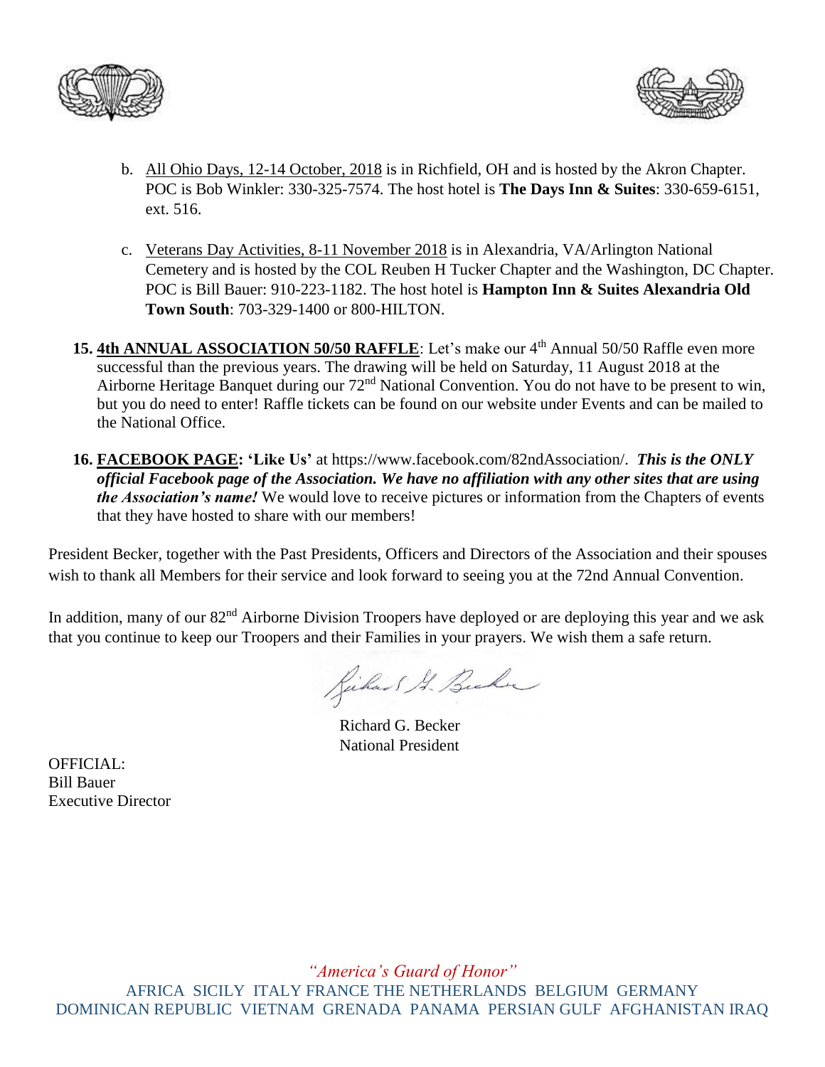b. <u>All Ohio Days, 12-14 October, 2018</u> is in Richfield, OH and is hosted by the Akron Chapter. POC is Bob Winkler: 330-325-7574. The host hotel is **The Days Inn & Suites**: 330-659-6151, ext. 516.

c. <u>Veterans Day Activities, 8-11 November 2018</u> is in Alexandria, VA/Arlington National Cemetery and is hosted by the COL Reuben H Tucker Chapter and the Washington, DC Chapter. POC is Bill Bauer: 910-223-1182. The host hotel is **Hampton Inn & Suites Alexandria Old Town South**: 703-329-1400 or 800-HILTON.

15. **<u>4th ANNUAL ASSOCIATION 50/50 RAFFLE</u>**: Let's make our 4th Annual 50/50 Raffle even more successful than the previous years. The drawing will be held on Saturday, 11 August 2018 at the Airborne Heritage Banquet during our 72nd National Convention. You do not have to be present to win, but you do need to enter! Raffle tickets can be found on our website under Events and can be mailed to the National Office.

16. **<u>FACEBOOK PAGE</u>: 'Like Us'** at https://www.facebook.com/82ndAssociation/. ***This is the ONLY official Facebook page of the Association. We have no affiliation with any other sites that are using the Association's name!*** We would love to receive pictures or information from the Chapters of events that they have hosted to share with our members!

President Becker, together with the Past Presidents, Officers and Directors of the Association and their spouses wish to thank all Members for their service and look forward to seeing you at the 72nd Annual Convention.

In addition, many of our 82nd Airborne Division Troopers have deployed or are deploying this year and we ask that you continue to keep our Troopers and their Families in your prayers. We wish them a safe return.

Richard G. Becker
National President

OFFICIAL:
Bill Bauer
Executive Director

*"America's Guard of Honor"*

AFRICA SICILY ITALY FRANCE THE NETHERLANDS BELGIUM GERMANY
DOMINICAN REPUBLIC VIETNAM GRENADA PANAMA PERSIAN GULF AFGHANISTAN IRAQ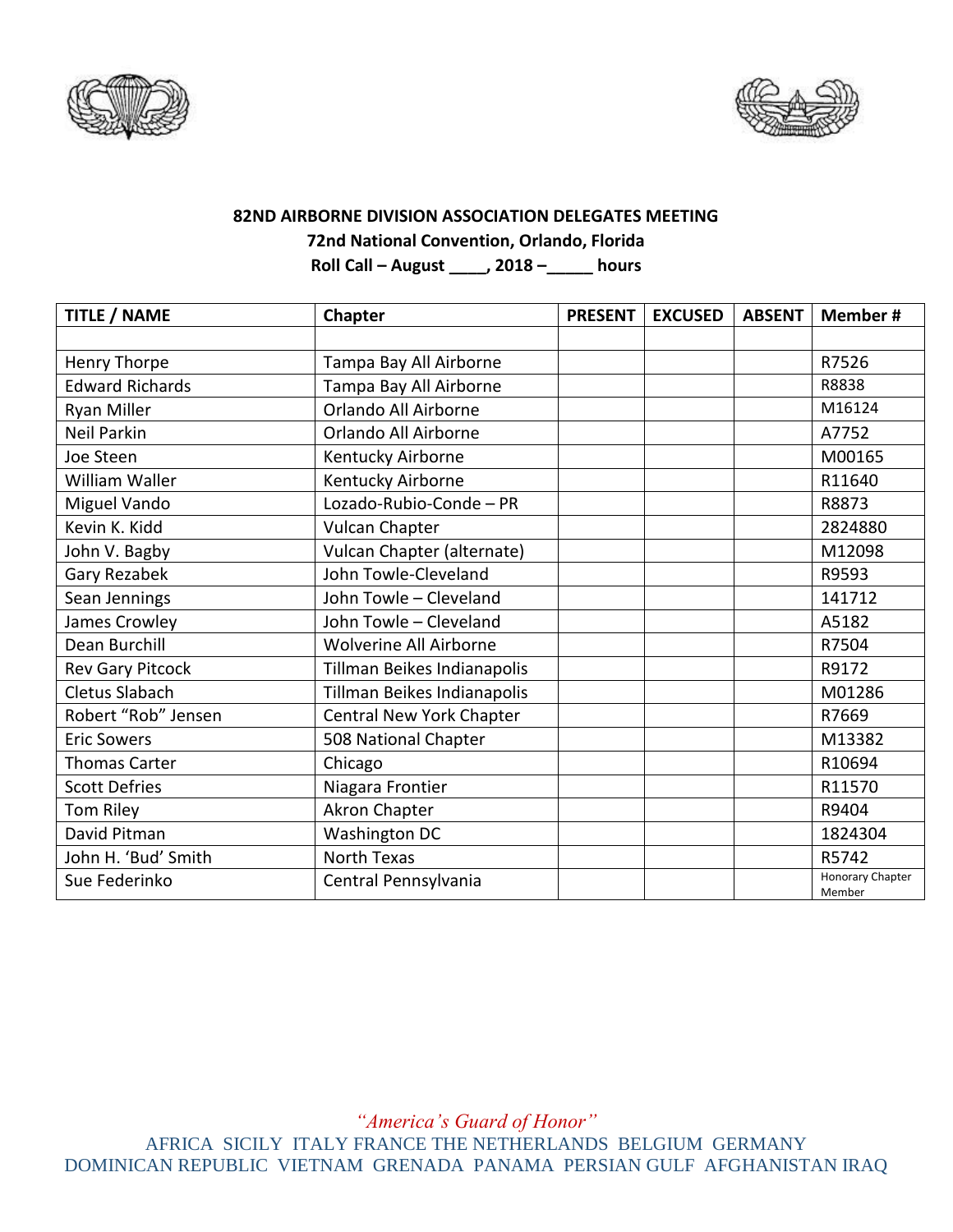**82ND AIRBORNE DIVISION ASSOCIATION DELEGATES MEETING**

**72nd National Convention, Orlando, Florida**

**Roll Call – August ____, 2018 –_____ hours**

| TITLE / NAME | Chapter | PRESENT | EXCUSED | ABSENT | Member # |
|---|---|---|---|---|---|
| | | | | | |
| Henry Thorpe | Tampa Bay All Airborne | | | | R7526 |
| Edward Richards | Tampa Bay All Airborne | | | | R8838 |
| Ryan Miller | Orlando All Airborne | | | | M16124 |
| Neil Parkin | Orlando All Airborne | | | | A7752 |
| Joe Steen | Kentucky Airborne | | | | M00165 |
| William Waller | Kentucky Airborne | | | | R11640 |
| Miguel Vando | Lozado-Rubio-Conde – PR | | | | R8873 |
| Kevin K. Kidd | Vulcan Chapter | | | | 2824880 |
| John V. Bagby | Vulcan Chapter (alternate) | | | | M12098 |
| Gary Rezabek | John Towle-Cleveland | | | | R9593 |
| Sean Jennings | John Towle – Cleveland | | | | 141712 |
| James Crowley | John Towle – Cleveland | | | | A5182 |
| Dean Burchill | Wolverine All Airborne | | | | R7504 |
| Rev Gary Pitcock | Tillman Beikes Indianapolis | | | | R9172 |
| Cletus Slabach | Tillman Beikes Indianapolis | | | | M01286 |
| Robert "Rob" Jensen | Central New York Chapter | | | | R7669 |
| Eric Sowers | 508 National Chapter | | | | M13382 |
| Thomas Carter | Chicago | | | | R10694 |
| Scott Defries | Niagara Frontier | | | | R11570 |
| Tom Riley | Akron Chapter | | | | R9404 |
| David Pitman | Washington DC | | | | 1824304 |
| John H. 'Bud' Smith | North Texas | | | | R5742 |
| Sue Federinko | Central Pennsylvania | | | | Honorary Chapter Member |

*"America's Guard of Honor"*

AFRICA SICILY ITALY FRANCE THE NETHERLANDS BELGIUM GERMANY DOMINICAN REPUBLIC VIETNAM GRENADA PANAMA PERSIAN GULF AFGHANISTAN IRAQ